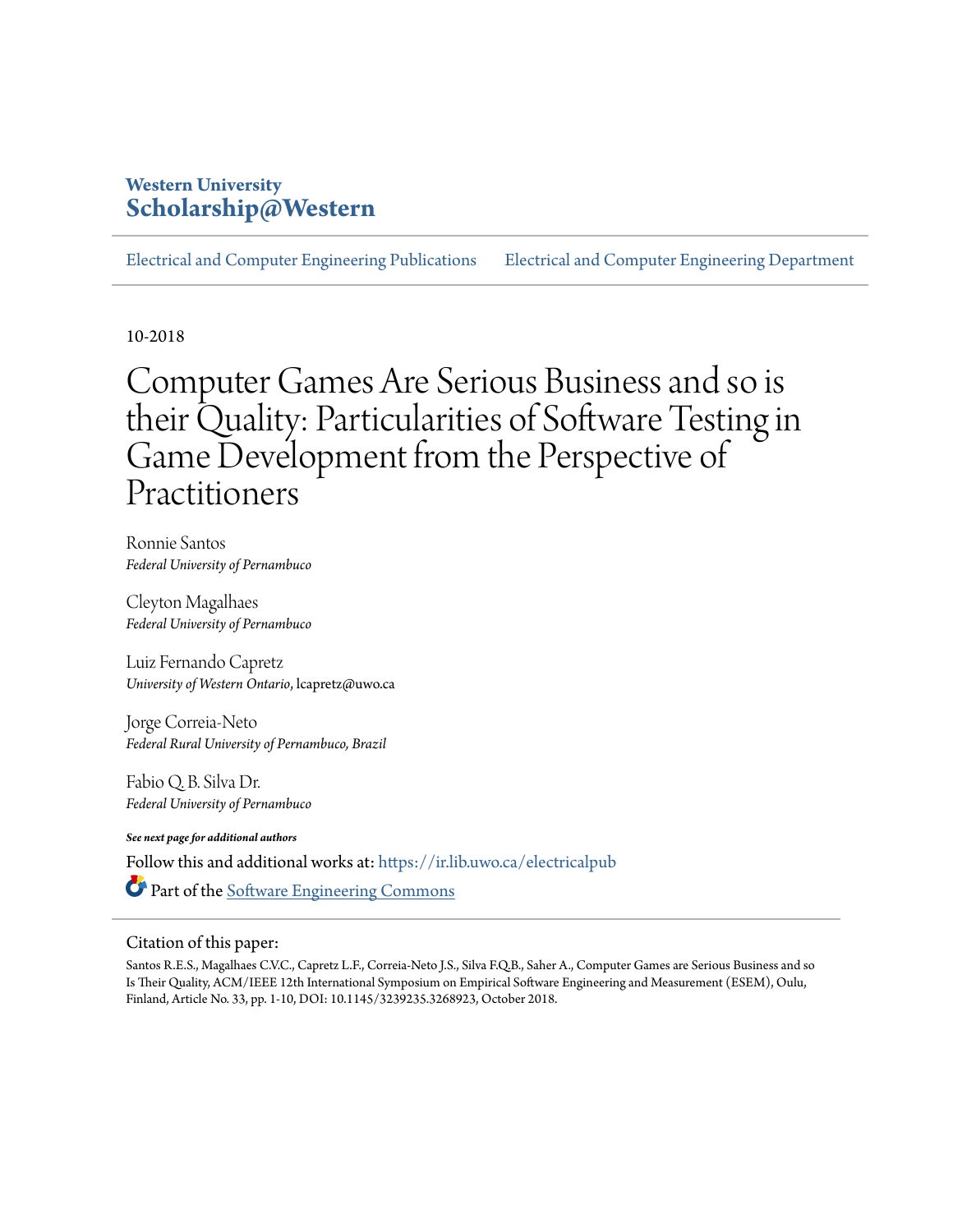Western University
**Scholarship@Western**

Electrical and Computer Engineering Publications | Electrical and Computer Engineering Department

10-2018

# Computer Games Are Serious Business and so is their Quality: Particularities of Software Testing in Game Development from the Perspective of Practitioners

Ronnie Santos
*Federal University of Pernambuco*

Cleyton Magalhaes
*Federal University of Pernambuco*

Luiz Fernando Capretz
*University of Western Ontario*, lcapretz@uwo.ca

Jorge Correia-Neto
*Federal Rural University of Pernambuco, Brazil*

Fabio Q. B. Silva Dr.
*Federal University of Pernambuco*

***See next page for additional authors***

Follow this and additional works at: https://ir.lib.uwo.ca/electricalpub

Part of the Software Engineering Commons

Citation of this paper:

Santos R.E.S., Magalhaes C.V.C., Capretz L.F., Correia-Neto J.S., Silva F.Q.B., Saher A., Computer Games are Serious Business and so Is Their Quality, ACM/IEEE 12th International Symposium on Empirical Software Engineering and Measurement (ESEM), Oulu, Finland, Article No. 33, pp. 1-10, DOI: 10.1145/3239235.3268923, October 2018.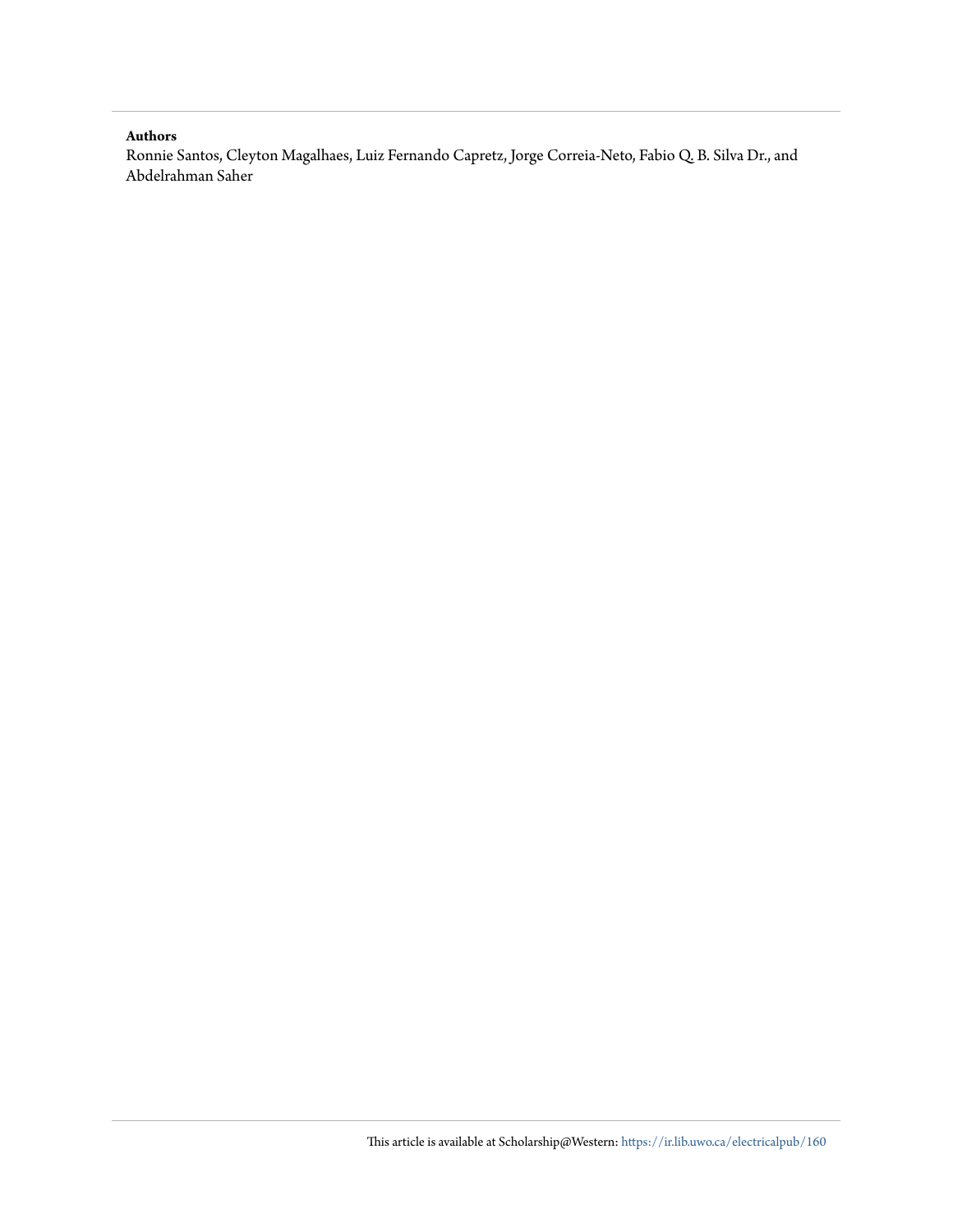**Authors**

Ronnie Santos, Cleyton Magalhaes, Luiz Fernando Capretz, Jorge Correia-Neto, Fabio Q. B. Silva Dr., and Abdelrahman Saher

This article is available at Scholarship@Western: https://ir.lib.uwo.ca/electricalpub/160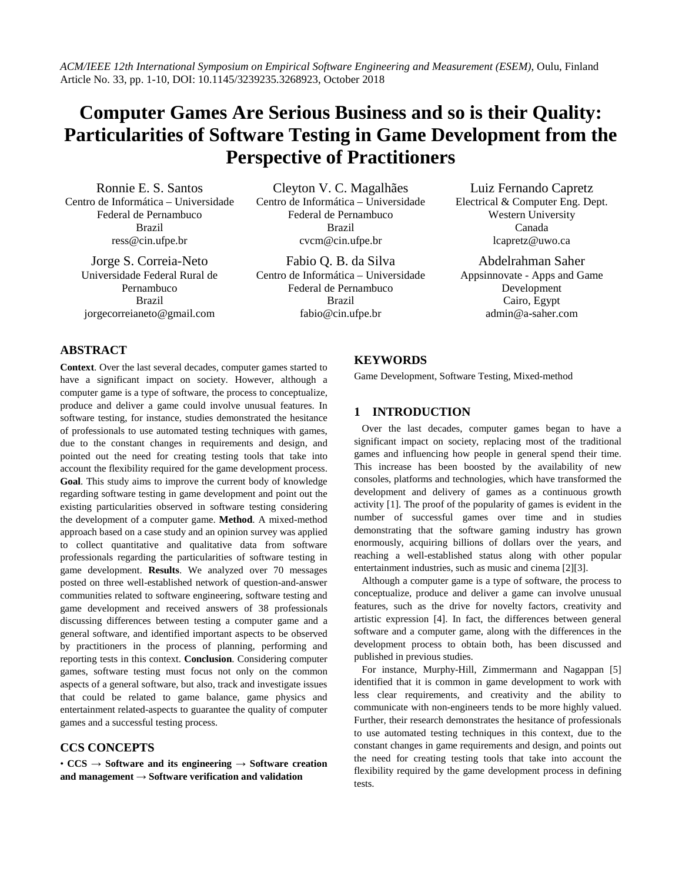*ACM/IEEE 12th International Symposium on Empirical Software Engineering and Measurement (ESEM)*, Oulu, Finland
Article No. 33, pp. 1-10, DOI: 10.1145/3239235.3268923, October 2018

# Computer Games Are Serious Business and so is their Quality: Particularities of Software Testing in Game Development from the Perspective of Practitioners

Ronnie E. S. Santos
Centro de Informática – Universidade Federal de Pernambuco
Brazil
ress@cin.ufpe.br

Cleyton V. C. Magalhães
Centro de Informática – Universidade Federal de Pernambuco
Brazil
cvcm@cin.ufpe.br

Luiz Fernando Capretz
Electrical & Computer Eng. Dept.
Western University
Canada
lcapretz@uwo.ca

Jorge S. Correia-Neto
Universidade Federal Rural de Pernambuco
Brazil
jorgecorreianeto@gmail.com

Fabio Q. B. da Silva
Centro de Informática – Universidade Federal de Pernambuco
Brazil
fabio@cin.ufpe.br

Abdelrahman Saher
Appsinnovate - Apps and Game Development
Cairo, Egypt
admin@a-saher.com

## ABSTRACT

**Context**. Over the last several decades, computer games started to have a significant impact on society. However, although a computer game is a type of software, the process to conceptualize, produce and deliver a game could involve unusual features. In software testing, for instance, studies demonstrated the hesitance of professionals to use automated testing techniques with games, due to the constant changes in requirements and design, and pointed out the need for creating testing tools that take into account the flexibility required for the game development process. **Goal**. This study aims to improve the current body of knowledge regarding software testing in game development and point out the existing particularities observed in software testing considering the development of a computer game. **Method**. A mixed-method approach based on a case study and an opinion survey was applied to collect quantitative and qualitative data from software professionals regarding the particularities of software testing in game development. **Results**. We analyzed over 70 messages posted on three well-established network of question-and-answer communities related to software engineering, software testing and game development and received answers of 38 professionals discussing differences between testing a computer game and a general software, and identified important aspects to be observed by practitioners in the process of planning, performing and reporting tests in this context. **Conclusion**. Considering computer games, software testing must focus not only on the common aspects of a general software, but also, track and investigate issues that could be related to game balance, game physics and entertainment related-aspects to guarantee the quality of computer games and a successful testing process.

## CCS CONCEPTS

• **CCS → Software and its engineering → Software creation and management → Software verification and validation**

## KEYWORDS

Game Development, Software Testing, Mixed-method

## 1 INTRODUCTION

Over the last decades, computer games began to have a significant impact on society, replacing most of the traditional games and influencing how people in general spend their time. This increase has been boosted by the availability of new consoles, platforms and technologies, which have transformed the development and delivery of games as a continuous growth activity [1]. The proof of the popularity of games is evident in the number of successful games over time and in studies demonstrating that the software gaming industry has grown enormously, acquiring billions of dollars over the years, and reaching a well-established status along with other popular entertainment industries, such as music and cinema [2][3].

Although a computer game is a type of software, the process to conceptualize, produce and deliver a game can involve unusual features, such as the drive for novelty factors, creativity and artistic expression [4]. In fact, the differences between general software and a computer game, along with the differences in the development process to obtain both, has been discussed and published in previous studies.

For instance, Murphy-Hill, Zimmermann and Nagappan [5] identified that it is common in game development to work with less clear requirements, and creativity and the ability to communicate with non-engineers tends to be more highly valued. Further, their research demonstrates the hesitance of professionals to use automated testing techniques in this context, due to the constant changes in game requirements and design, and points out the need for creating testing tools that take into account the flexibility required by the game development process in defining tests.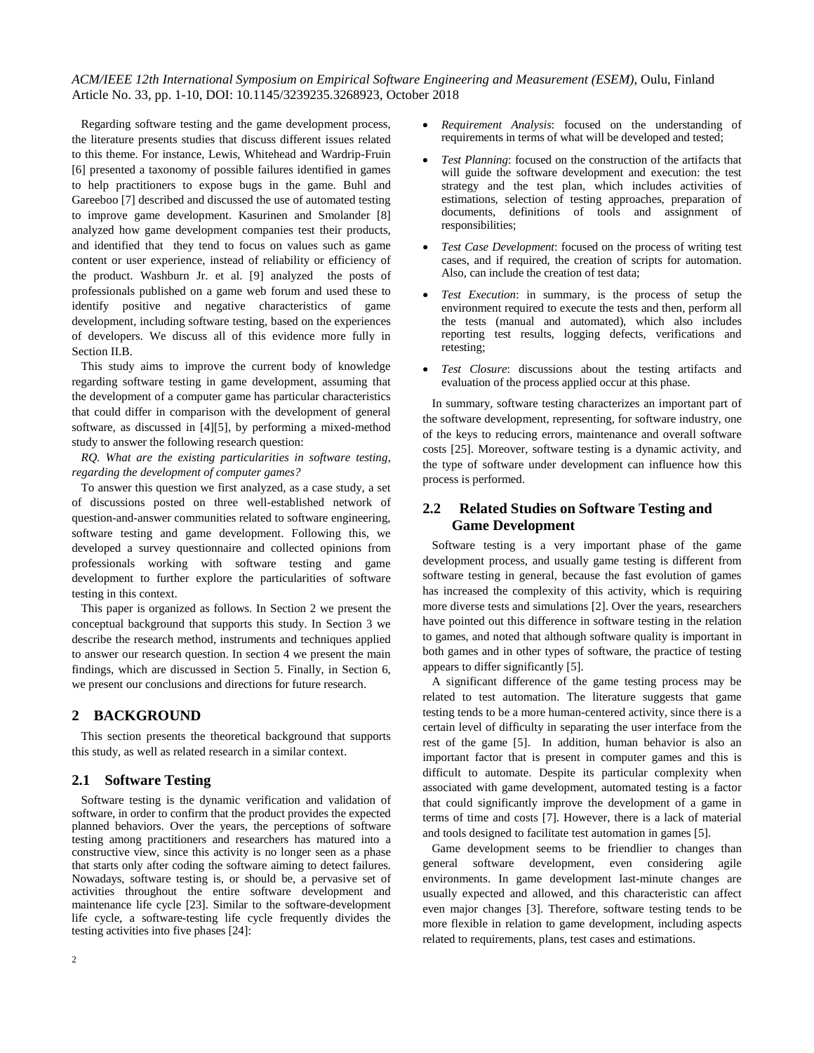Regarding software testing and the game development process, the literature presents studies that discuss different issues related to this theme. For instance, Lewis, Whitehead and Wardrip-Fruin [6] presented a taxonomy of possible failures identified in games to help practitioners to expose bugs in the game. Buhl and Gareeboo [7] described and discussed the use of automated testing to improve game development. Kasurinen and Smolander [8] analyzed how game development companies test their products, and identified that they tend to focus on values such as game content or user experience, instead of reliability or efficiency of the product. Washburn Jr. et al. [9] analyzed the posts of professionals published on a game web forum and used these to identify positive and negative characteristics of game development, including software testing, based on the experiences of developers. We discuss all of this evidence more fully in Section II.B.

This study aims to improve the current body of knowledge regarding software testing in game development, assuming that the development of a computer game has particular characteristics that could differ in comparison with the development of general software, as discussed in [4][5], by performing a mixed-method study to answer the following research question:

*RQ. What are the existing particularities in software testing, regarding the development of computer games?*

To answer this question we first analyzed, as a case study, a set of discussions posted on three well-established network of question-and-answer communities related to software engineering, software testing and game development. Following this, we developed a survey questionnaire and collected opinions from professionals working with software testing and game development to further explore the particularities of software testing in this context.

This paper is organized as follows. In Section 2 we present the conceptual background that supports this study. In Section 3 we describe the research method, instruments and techniques applied to answer our research question. In section 4 we present the main findings, which are discussed in Section 5. Finally, in Section 6, we present our conclusions and directions for future research.

## 2 BACKGROUND

This section presents the theoretical background that supports this study, as well as related research in a similar context.

### 2.1 Software Testing

Software testing is the dynamic verification and validation of software, in order to confirm that the product provides the expected planned behaviors. Over the years, the perceptions of software testing among practitioners and researchers has matured into a constructive view, since this activity is no longer seen as a phase that starts only after coding the software aiming to detect failures. Nowadays, software testing is, or should be, a pervasive set of activities throughout the entire software development and maintenance life cycle [23]. Similar to the software-development life cycle, a software-testing life cycle frequently divides the testing activities into five phases [24]:

- *Requirement Analysis*: focused on the understanding of requirements in terms of what will be developed and tested;
- *Test Planning*: focused on the construction of the artifacts that will guide the software development and execution: the test strategy and the test plan, which includes activities of estimations, selection of testing approaches, preparation of documents, definitions of tools and assignment of responsibilities;
- *Test Case Development*: focused on the process of writing test cases, and if required, the creation of scripts for automation. Also, can include the creation of test data;
- *Test Execution*: in summary, is the process of setup the environment required to execute the tests and then, perform all the tests (manual and automated), which also includes reporting test results, logging defects, verifications and retesting;
- *Test Closure*: discussions about the testing artifacts and evaluation of the process applied occur at this phase.

In summary, software testing characterizes an important part of the software development, representing, for software industry, one of the keys to reducing errors, maintenance and overall software costs [25]. Moreover, software testing is a dynamic activity, and the type of software under development can influence how this process is performed.

### 2.2 Related Studies on Software Testing and Game Development

Software testing is a very important phase of the game development process, and usually game testing is different from software testing in general, because the fast evolution of games has increased the complexity of this activity, which is requiring more diverse tests and simulations [2]. Over the years, researchers have pointed out this difference in software testing in the relation to games, and noted that although software quality is important in both games and in other types of software, the practice of testing appears to differ significantly [5].

A significant difference of the game testing process may be related to test automation. The literature suggests that game testing tends to be a more human-centered activity, since there is a certain level of difficulty in separating the user interface from the rest of the game [5]. In addition, human behavior is also an important factor that is present in computer games and this is difficult to automate. Despite its particular complexity when associated with game development, automated testing is a factor that could significantly improve the development of a game in terms of time and costs [7]. However, there is a lack of material and tools designed to facilitate test automation in games [5].

Game development seems to be friendlier to changes than general software development, even considering agile environments. In game development last-minute changes are usually expected and allowed, and this characteristic can affect even major changes [3]. Therefore, software testing tends to be more flexible in relation to game development, including aspects related to requirements, plans, test cases and estimations.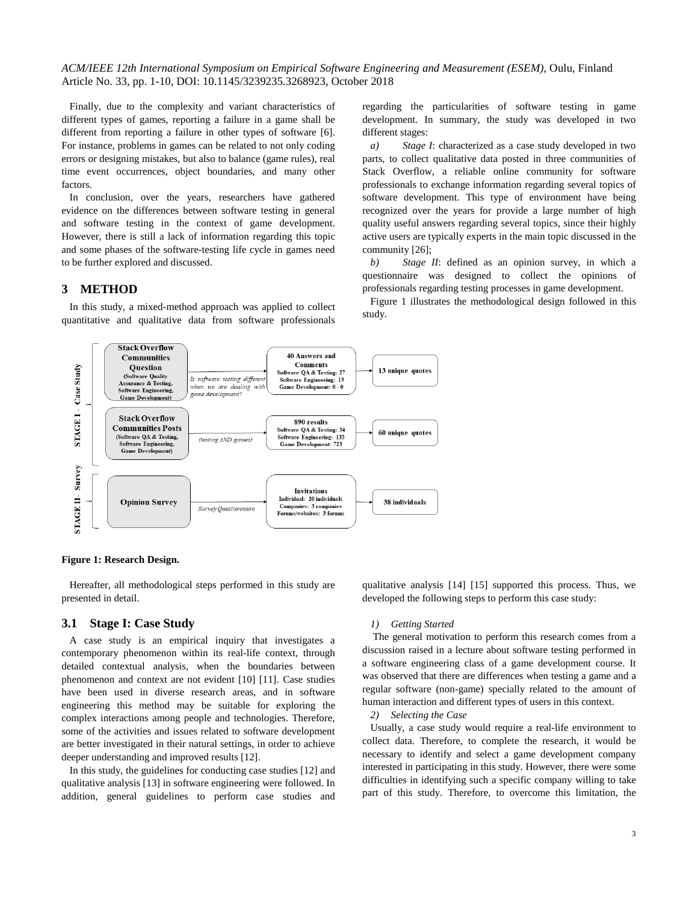Finally, due to the complexity and variant characteristics of different types of games, reporting a failure in a game shall be different from reporting a failure in other types of software [6]. For instance, problems in games can be related to not only coding errors or designing mistakes, but also to balance (game rules), real time event occurrences, object boundaries, and many other factors.

In conclusion, over the years, researchers have gathered evidence on the differences between software testing in general and software testing in the context of game development. However, there is still a lack of information regarding this topic and some phases of the software-testing life cycle in games need to be further explored and discussed.

## 3 METHOD

In this study, a mixed-method approach was applied to collect quantitative and qualitative data from software professionals regarding the particularities of software testing in game development. In summary, the study was developed in two different stages:

*a) Stage I*: characterized as a case study developed in two parts, to collect qualitative data posted in three communities of Stack Overflow, a reliable online community for software professionals to exchange information regarding several topics of software development. This type of environment have being recognized over the years for provide a large number of high quality useful answers regarding several topics, since their highly active users are typically experts in the main topic discussed in the community [26];

*b) Stage II*: defined as an opinion survey, in which a questionnaire was designed to collect the opinions of professionals regarding testing processes in game development.

Figure 1 illustrates the methodological design followed in this study.

**Figure 1: Research Design.**

Hereafter, all methodological steps performed in this study are presented in detail.

### 3.1 Stage I: Case Study

A case study is an empirical inquiry that investigates a contemporary phenomenon within its real-life context, through detailed contextual analysis, when the boundaries between phenomenon and context are not evident [10] [11]. Case studies have been used in diverse research areas, and in software engineering this method may be suitable for exploring the complex interactions among people and technologies. Therefore, some of the activities and issues related to software development are better investigated in their natural settings, in order to achieve deeper understanding and improved results [12].

In this study, the guidelines for conducting case studies [12] and qualitative analysis [13] in software engineering were followed. In addition, general guidelines to perform case studies and qualitative analysis [14] [15] supported this process. Thus, we developed the following steps to perform this case study:

*1) Getting Started*

The general motivation to perform this research comes from a discussion raised in a lecture about software testing performed in a software engineering class of a game development course. It was observed that there are differences when testing a game and a regular software (non-game) specially related to the amount of human interaction and different types of users in this context.

*2) Selecting the Case*

Usually, a case study would require a real-life environment to collect data. Therefore, to complete the research, it would be necessary to identify and select a game development company interested in participating in this study. However, there were some difficulties in identifying such a specific company willing to take part of this study. Therefore, to overcome this limitation, the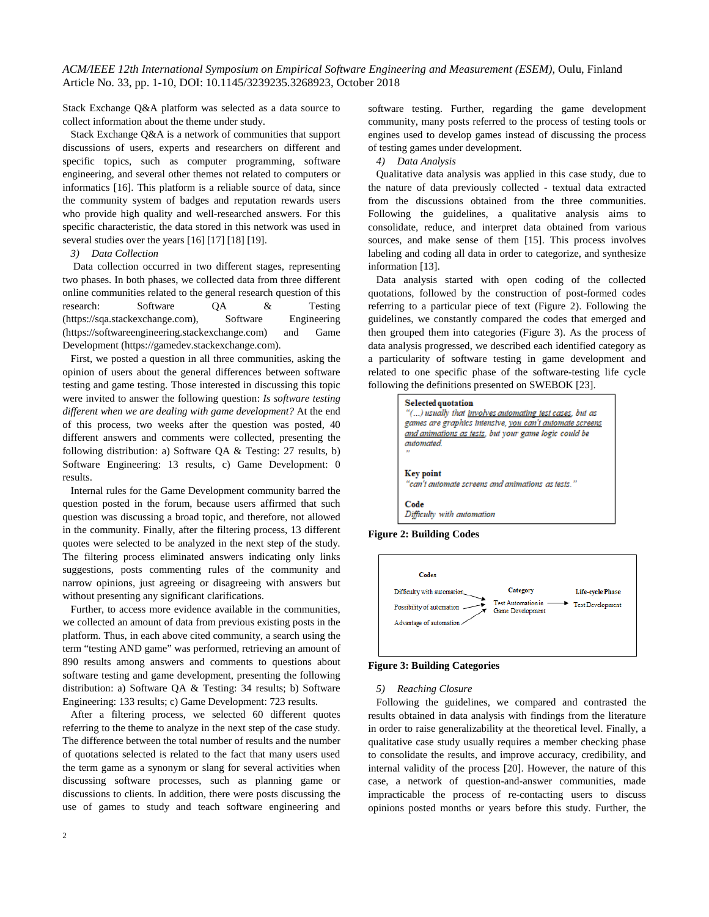Stack Exchange Q&A platform was selected as a data source to collect information about the theme under study.

Stack Exchange Q&A is a network of communities that support discussions of users, experts and researchers on different and specific topics, such as computer programming, software engineering, and several other themes not related to computers or informatics [16]. This platform is a reliable source of data, since the community system of badges and reputation rewards users who provide high quality and well-researched answers. For this specific characteristic, the data stored in this network was used in several studies over the years [16] [17] [18] [19].

*3) Data Collection*

Data collection occurred in two different stages, representing two phases. In both phases, we collected data from three different online communities related to the general research question of this research: Software QA & Testing (https://sqa.stackexchange.com), Software Engineering (https://softwareengineering.stackexchange.com) and Game Development (https://gamedev.stackexchange.com).

First, we posted a question in all three communities, asking the opinion of users about the general differences between software testing and game testing. Those interested in discussing this topic were invited to answer the following question: *Is software testing different when we are dealing with game development?* At the end of this process, two weeks after the question was posted, 40 different answers and comments were collected, presenting the following distribution: a) Software QA & Testing: 27 results, b) Software Engineering: 13 results, c) Game Development: 0 results.

Internal rules for the Game Development community barred the question posted in the forum, because users affirmed that such question was discussing a broad topic, and therefore, not allowed in the community. Finally, after the filtering process, 13 different quotes were selected to be analyzed in the next step of the study. The filtering process eliminated answers indicating only links suggestions, posts commenting rules of the community and narrow opinions, just agreeing or disagreeing with answers but without presenting any significant clarifications.

Further, to access more evidence available in the communities, we collected an amount of data from previous existing posts in the platform. Thus, in each above cited community, a search using the term "testing AND game" was performed, retrieving an amount of 890 results among answers and comments to questions about software testing and game development, presenting the following distribution: a) Software QA & Testing: 34 results; b) Software Engineering: 133 results; c) Game Development: 723 results.

After a filtering process, we selected 60 different quotes referring to the theme to analyze in the next step of the case study. The difference between the total number of results and the number of quotations selected is related to the fact that many users used the term game as a synonym or slang for several activities when discussing software processes, such as planning game or discussions to clients. In addition, there were posts discussing the use of games to study and teach software engineering and software testing. Further, regarding the game development community, many posts referred to the process of testing tools or engines used to develop games instead of discussing the process of testing games under development.

*4) Data Analysis*

Qualitative data analysis was applied in this case study, due to the nature of data previously collected - textual data extracted from the discussions obtained from the three communities. Following the guidelines, a qualitative analysis aims to consolidate, reduce, and interpret data obtained from various sources, and make sense of them [15]. This process involves labeling and coding all data in order to categorize, and synthesize information [13].

Data analysis started with open coding of the collected quotations, followed by the construction of post-formed codes referring to a particular piece of text (Figure 2). Following the guidelines, we constantly compared the codes that emerged and then grouped them into categories (Figure 3). As the process of data analysis progressed, we described each identified category as a particularity of software testing in game development and related to one specific phase of the software-testing life cycle following the definitions presented on SWEBOK [23].

**Selected quotation**
*"(...) usually that involves automating test cases, but as games are graphics intensive, you can't automate screens and animations as tests, but your game logic could be automated.*
*"*

**Key point**
*"can't automate screens and animations as tests."*

**Code**
*Difficulty with automation*

**Figure 2: Building Codes**

| Codes | Category | Life-cycle Phase |
|---|---|---|
| Difficulty with automation | Test Automation in Game Development | Test Development |
| Possibility of automation | | |
| Advantage of automation | | |

**Figure 3: Building Categories**

*5) Reaching Closure*

Following the guidelines, we compared and contrasted the results obtained in data analysis with findings from the literature in order to raise generalizability at the theoretical level. Finally, a qualitative case study usually requires a member checking phase to consolidate the results, and improve accuracy, credibility, and internal validity of the process [20]. However, the nature of this case, a network of question-and-answer communities, made impracticable the process of re-contacting users to discuss opinions posted months or years before this study. Further, the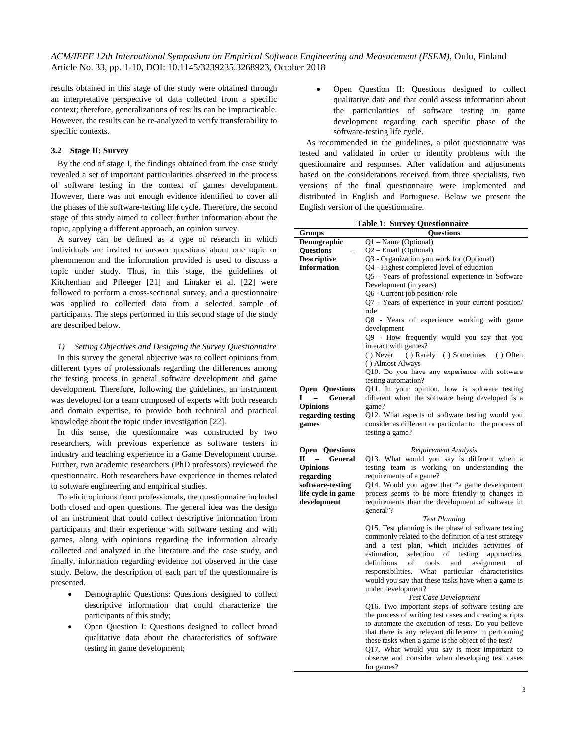results obtained in this stage of the study were obtained through an interpretative perspective of data collected from a specific context; therefore, generalizations of results can be impracticable. However, the results can be re-analyzed to verify transferability to specific contexts.

### 3.2 Stage II: Survey

By the end of stage I, the findings obtained from the case study revealed a set of important particularities observed in the process of software testing in the context of games development. However, there was not enough evidence identified to cover all the phases of the software-testing life cycle. Therefore, the second stage of this study aimed to collect further information about the topic, applying a different approach, an opinion survey.

A survey can be defined as a type of research in which individuals are invited to answer questions about one topic or phenomenon and the information provided is used to discuss a topic under study. Thus, in this stage, the guidelines of Kitchenhan and Pfleeger [21] and Linaker et al. [22] were followed to perform a cross-sectional survey, and a questionnaire was applied to collected data from a selected sample of participants. The steps performed in this second stage of the study are described below.

*1) Setting Objectives and Designing the Survey Questionnaire*

In this survey the general objective was to collect opinions from different types of professionals regarding the differences among the testing process in general software development and game development. Therefore, following the guidelines, an instrument was developed for a team composed of experts with both research and domain expertise, to provide both technical and practical knowledge about the topic under investigation [22].

In this sense, the questionnaire was constructed by two researchers, with previous experience as software testers in industry and teaching experience in a Game Development course. Further, two academic researchers (PhD professors) reviewed the questionnaire. Both researchers have experience in themes related to software engineering and empirical studies.

To elicit opinions from professionals, the questionnaire included both closed and open questions. The general idea was the design of an instrument that could collect descriptive information from participants and their experience with software testing and with games, along with opinions regarding the information already collected and analyzed in the literature and the case study, and finally, information regarding evidence not observed in the case study. Below, the description of each part of the questionnaire is presented.

- Demographic Questions: Questions designed to collect descriptive information that could characterize the participants of this study;
- Open Question I: Questions designed to collect broad qualitative data about the characteristics of software testing in game development;
- Open Question II: Questions designed to collect qualitative data and that could assess information about the particularities of software testing in game development regarding each specific phase of the software-testing life cycle.

As recommended in the guidelines, a pilot questionnaire was tested and validated in order to identify problems with the questionnaire and responses. After validation and adjustments based on the considerations received from three specialists, two versions of the final questionnaire were implemented and distributed in English and Portuguese. Below we present the English version of the questionnaire.

**Table 1: Survey Questionnaire**

| Groups | Questions |
|---|---|
| **Demographic Questions – Descriptive Information** | Q1 – Name (Optional)<br>Q2 – Email (Optional)<br>Q3 - Organization you work for (Optional)<br>Q4 - Highest completed level of education<br>Q5 - Years of professional experience in Software Development (in years)<br>Q6 - Current job position/ role<br>Q7 - Years of experience in your current position/ role<br>Q8 - Years of experience working with game development<br>Q9 - How frequently would you say that you interact with games?<br>( ) Never ( ) Rarely ( ) Sometimes ( ) Often ( ) Almost Always<br>Q10. Do you have any experience with software testing automation? |
| **Open Questions I – General Opinions regarding testing games** | Q11. In your opinion, how is software testing different when the software being developed is a game?<br>Q12. What aspects of software testing would you consider as different or particular to the process of testing a game? |
| **Open Questions II – General Opinions regarding software-testing life cycle in game development** | *Requirement Analysis*<br>Q13. What would you say is different when a testing team is working on understanding the requirements of a game?<br>Q14. Would you agree that "a game development process seems to be more friendly to changes in requirements than the development of software in general"?<br>*Test Planning*<br>Q15. Test planning is the phase of software testing commonly related to the definition of a test strategy and a test plan, which includes activities of estimation, selection of testing approaches, definitions of tools and assignment of responsibilities. What particular characteristics would you say that these tasks have when a game is under development?<br>*Test Case Development*<br>Q16. Two important steps of software testing are the process of writing test cases and creating scripts to automate the execution of tests. Do you believe that there is any relevant difference in performing these tasks when a game is the object of the test?<br>Q17. What would you say is most important to observe and consider when developing test cases for games? |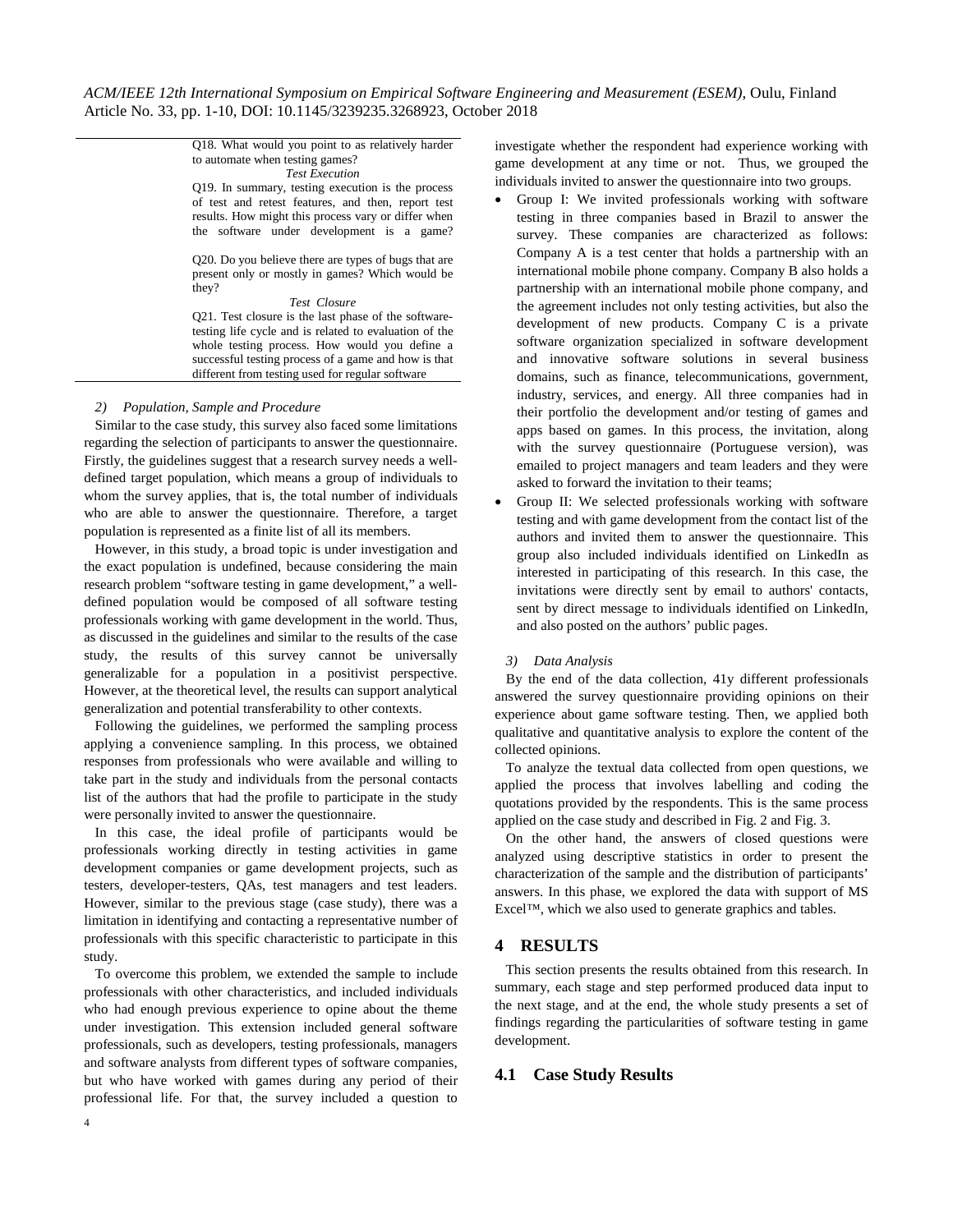Q18. What would you point to as relatively harder to automate when testing games?

*Test Execution*

Q19. In summary, testing execution is the process of test and retest features, and then, report test results. How might this process vary or differ when the software under development is a game?

Q20. Do you believe there are types of bugs that are present only or mostly in games? Which would be they?

*Test Closure*

Q21. Test closure is the last phase of the software-testing life cycle and is related to evaluation of the whole testing process. How would you define a successful testing process of a game and how is that different from testing used for regular software

*2) Population, Sample and Procedure*

Similar to the case study, this survey also faced some limitations regarding the selection of participants to answer the questionnaire. Firstly, the guidelines suggest that a research survey needs a well-defined target population, which means a group of individuals to whom the survey applies, that is, the total number of individuals who are able to answer the questionnaire. Therefore, a target population is represented as a finite list of all its members.

However, in this study, a broad topic is under investigation and the exact population is undefined, because considering the main research problem "software testing in game development," a well-defined population would be composed of all software testing professionals working with game development in the world. Thus, as discussed in the guidelines and similar to the results of the case study, the results of this survey cannot be universally generalizable for a population in a positivist perspective. However, at the theoretical level, the results can support analytical generalization and potential transferability to other contexts.

Following the guidelines, we performed the sampling process applying a convenience sampling. In this process, we obtained responses from professionals who were available and willing to take part in the study and individuals from the personal contacts list of the authors that had the profile to participate in the study were personally invited to answer the questionnaire.

In this case, the ideal profile of participants would be professionals working directly in testing activities in game development companies or game development projects, such as testers, developer-testers, QAs, test managers and test leaders. However, similar to the previous stage (case study), there was a limitation in identifying and contacting a representative number of professionals with this specific characteristic to participate in this study.

To overcome this problem, we extended the sample to include professionals with other characteristics, and included individuals who had enough previous experience to opine about the theme under investigation. This extension included general software professionals, such as developers, testing professionals, managers and software analysts from different types of software companies, but who have worked with games during any period of their professional life. For that, the survey included a question to investigate whether the respondent had experience working with game development at any time or not. Thus, we grouped the individuals invited to answer the questionnaire into two groups.

- Group I: We invited professionals working with software testing in three companies based in Brazil to answer the survey. These companies are characterized as follows: Company A is a test center that holds a partnership with an international mobile phone company. Company B also holds a partnership with an international mobile phone company, and the agreement includes not only testing activities, but also the development of new products. Company C is a private software organization specialized in software development and innovative software solutions in several business domains, such as finance, telecommunications, government, industry, services, and energy. All three companies had in their portfolio the development and/or testing of games and apps based on games. In this process, the invitation, along with the survey questionnaire (Portuguese version), was emailed to project managers and team leaders and they were asked to forward the invitation to their teams;
- Group II: We selected professionals working with software testing and with game development from the contact list of the authors and invited them to answer the questionnaire. This group also included individuals identified on LinkedIn as interested in participating of this research. In this case, the invitations were directly sent by email to authors' contacts, sent by direct message to individuals identified on LinkedIn, and also posted on the authors' public pages.

*3) Data Analysis*

By the end of the data collection, 41y different professionals answered the survey questionnaire providing opinions on their experience about game software testing. Then, we applied both qualitative and quantitative analysis to explore the content of the collected opinions.

To analyze the textual data collected from open questions, we applied the process that involves labelling and coding the quotations provided by the respondents. This is the same process applied on the case study and described in Fig. 2 and Fig. 3.

On the other hand, the answers of closed questions were analyzed using descriptive statistics in order to present the characterization of the sample and the distribution of participants' answers. In this phase, we explored the data with support of MS Excel™, which we also used to generate graphics and tables.

# 4 RESULTS

This section presents the results obtained from this research. In summary, each stage and step performed produced data input to the next stage, and at the end, the whole study presents a set of findings regarding the particularities of software testing in game development.

## 4.1 Case Study Results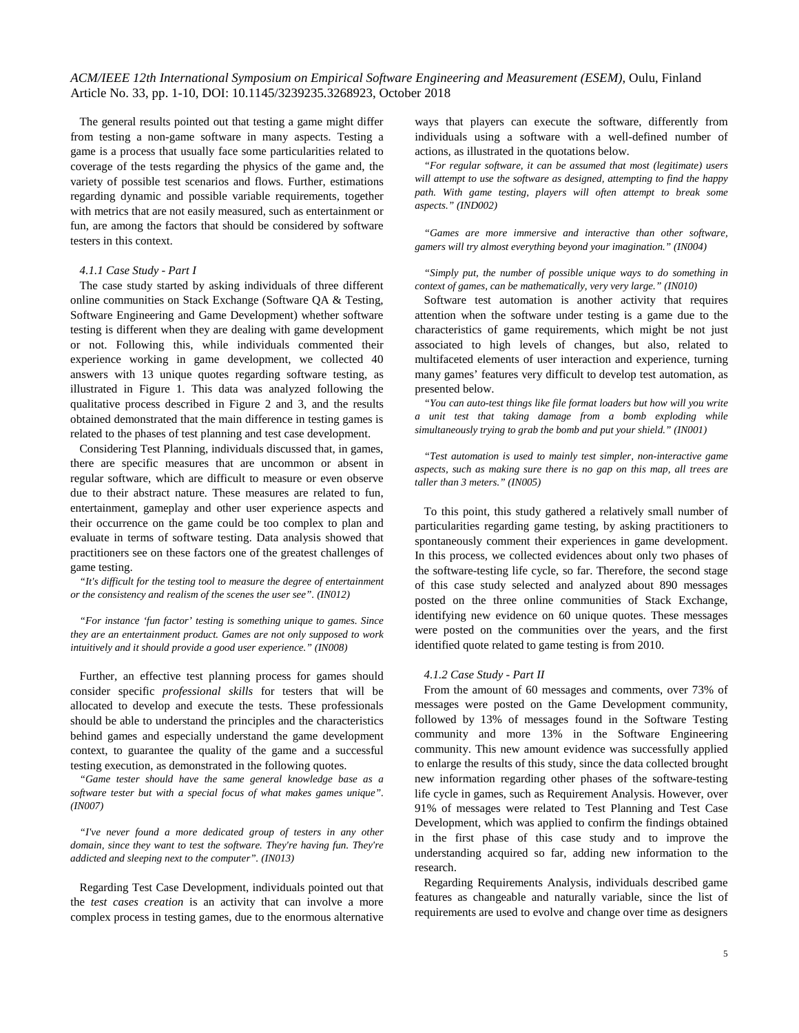The general results pointed out that testing a game might differ from testing a non-game software in many aspects. Testing a game is a process that usually face some particularities related to coverage of the tests regarding the physics of the game and, the variety of possible test scenarios and flows. Further, estimations regarding dynamic and possible variable requirements, together with metrics that are not easily measured, such as entertainment or fun, are among the factors that should be considered by software testers in this context.

#### *4.1.1 Case Study - Part I*

The case study started by asking individuals of three different online communities on Stack Exchange (Software QA & Testing, Software Engineering and Game Development) whether software testing is different when they are dealing with game development or not. Following this, while individuals commented their experience working in game development, we collected 40 answers with 13 unique quotes regarding software testing, as illustrated in Figure 1. This data was analyzed following the qualitative process described in Figure 2 and 3, and the results obtained demonstrated that the main difference in testing games is related to the phases of test planning and test case development.

Considering Test Planning, individuals discussed that, in games, there are specific measures that are uncommon or absent in regular software, which are difficult to measure or even observe due to their abstract nature. These measures are related to fun, entertainment, gameplay and other user experience aspects and their occurrence on the game could be too complex to plan and evaluate in terms of software testing. Data analysis showed that practitioners see on these factors one of the greatest challenges of game testing.

*"It's difficult for the testing tool to measure the degree of entertainment or the consistency and realism of the scenes the user see". (IN012)*

*"For instance 'fun factor' testing is something unique to games. Since they are an entertainment product. Games are not only supposed to work intuitively and it should provide a good user experience." (IN008)*

Further, an effective test planning process for games should consider specific *professional skills* for testers that will be allocated to develop and execute the tests. These professionals should be able to understand the principles and the characteristics behind games and especially understand the game development context, to guarantee the quality of the game and a successful testing execution, as demonstrated in the following quotes.

*"Game tester should have the same general knowledge base as a software tester but with a special focus of what makes games unique". (IN007)*

*"I've never found a more dedicated group of testers in any other domain, since they want to test the software. They're having fun. They're addicted and sleeping next to the computer". (IN013)*

Regarding Test Case Development, individuals pointed out that the *test cases creation* is an activity that can involve a more complex process in testing games, due to the enormous alternative ways that players can execute the software, differently from individuals using a software with a well-defined number of actions, as illustrated in the quotations below.

*"For regular software, it can be assumed that most (legitimate) users will attempt to use the software as designed, attempting to find the happy path. With game testing, players will often attempt to break some aspects." (IND002)*

*"Games are more immersive and interactive than other software, gamers will try almost everything beyond your imagination." (IN004)*

*"Simply put, the number of possible unique ways to do something in context of games, can be mathematically, very very large." (IN010)*

Software test automation is another activity that requires attention when the software under testing is a game due to the characteristics of game requirements, which might be not just associated to high levels of changes, but also, related to multifaceted elements of user interaction and experience, turning many games' features very difficult to develop test automation, as presented below.

*"You can auto-test things like file format loaders but how will you write a unit test that taking damage from a bomb exploding while simultaneously trying to grab the bomb and put your shield." (IN001)*

*"Test automation is used to mainly test simpler, non-interactive game aspects, such as making sure there is no gap on this map, all trees are taller than 3 meters." (IN005)*

To this point, this study gathered a relatively small number of particularities regarding game testing, by asking practitioners to spontaneously comment their experiences in game development. In this process, we collected evidences about only two phases of the software-testing life cycle, so far. Therefore, the second stage of this case study selected and analyzed about 890 messages posted on the three online communities of Stack Exchange, identifying new evidence on 60 unique quotes. These messages were posted on the communities over the years, and the first identified quote related to game testing is from 2010.

#### *4.1.2 Case Study - Part II*

From the amount of 60 messages and comments, over 73% of messages were posted on the Game Development community, followed by 13% of messages found in the Software Testing community and more 13% in the Software Engineering community. This new amount evidence was successfully applied to enlarge the results of this study, since the data collected brought new information regarding other phases of the software-testing life cycle in games, such as Requirement Analysis. However, over 91% of messages were related to Test Planning and Test Case Development, which was applied to confirm the findings obtained in the first phase of this case study and to improve the understanding acquired so far, adding new information to the research.

Regarding Requirements Analysis, individuals described game features as changeable and naturally variable, since the list of requirements are used to evolve and change over time as designers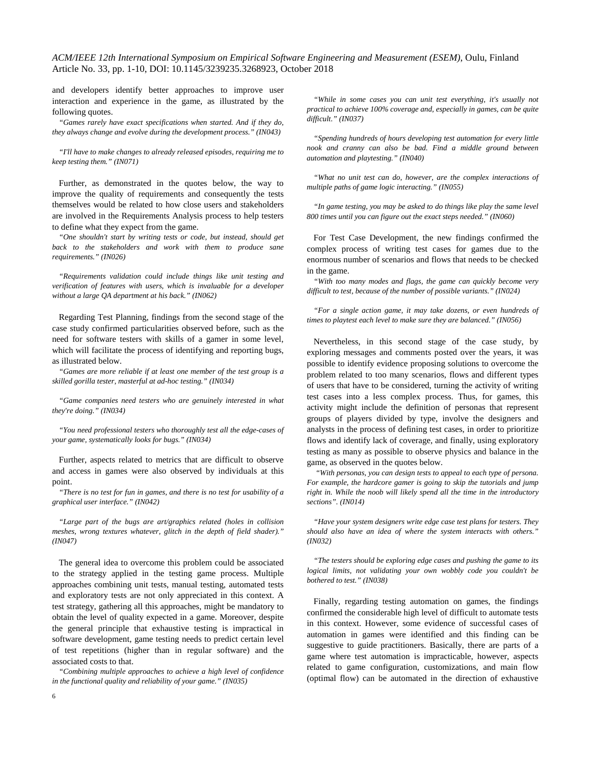and developers identify better approaches to improve user interaction and experience in the game, as illustrated by the following quotes.

*"Games rarely have exact specifications when started. And if they do, they always change and evolve during the development process." (IN043)*

*"I'll have to make changes to already released episodes, requiring me to keep testing them." (IN071)*

Further, as demonstrated in the quotes below, the way to improve the quality of requirements and consequently the tests themselves would be related to how close users and stakeholders are involved in the Requirements Analysis process to help testers to define what they expect from the game.

*"One shouldn't start by writing tests or code, but instead, should get back to the stakeholders and work with them to produce sane requirements." (IN026)*

*"Requirements validation could include things like unit testing and verification of features with users, which is invaluable for a developer without a large QA department at his back." (IN062)*

Regarding Test Planning, findings from the second stage of the case study confirmed particularities observed before, such as the need for software testers with skills of a gamer in some level, which will facilitate the process of identifying and reporting bugs, as illustrated below.

*"Games are more reliable if at least one member of the test group is a skilled gorilla tester, masterful at ad-hoc testing." (IN034)*

*"Game companies need testers who are genuinely interested in what they're doing." (IN034)*

*"You need professional testers who thoroughly test all the edge-cases of your game, systematically looks for bugs." (IN034)*

Further, aspects related to metrics that are difficult to observe and access in games were also observed by individuals at this point.

*"There is no test for fun in games, and there is no test for usability of a graphical user interface." (IN042)*

*"Large part of the bugs are art/graphics related (holes in collision meshes, wrong textures whatever, glitch in the depth of field shader)." (IN047)*

The general idea to overcome this problem could be associated to the strategy applied in the testing game process. Multiple approaches combining unit tests, manual testing, automated tests and exploratory tests are not only appreciated in this context. A test strategy, gathering all this approaches, might be mandatory to obtain the level of quality expected in a game. Moreover, despite the general principle that exhaustive testing is impractical in software development, game testing needs to predict certain level of test repetitions (higher than in regular software) and the associated costs to that.

*"Combining multiple approaches to achieve a high level of confidence in the functional quality and reliability of your game." (IN035)*

*"While in some cases you can unit test everything, it's usually not practical to achieve 100% coverage and, especially in games, can be quite difficult." (IN037)*

*"Spending hundreds of hours developing test automation for every little nook and cranny can also be bad. Find a middle ground between automation and playtesting." (IN040)*

*"What no unit test can do, however, are the complex interactions of multiple paths of game logic interacting." (IN055)*

*"In game testing, you may be asked to do things like play the same level 800 times until you can figure out the exact steps needed." (IN060)*

For Test Case Development, the new findings confirmed the complex process of writing test cases for games due to the enormous number of scenarios and flows that needs to be checked in the game.

*"With too many modes and flags, the game can quickly become very difficult to test, because of the number of possible variants." (IN024)*

*"For a single action game, it may take dozens, or even hundreds of times to playtest each level to make sure they are balanced." (IN056)*

Nevertheless, in this second stage of the case study, by exploring messages and comments posted over the years, it was possible to identify evidence proposing solutions to overcome the problem related to too many scenarios, flows and different types of users that have to be considered, turning the activity of writing test cases into a less complex process. Thus, for games, this activity might include the definition of personas that represent groups of players divided by type, involve the designers and analysts in the process of defining test cases, in order to prioritize flows and identify lack of coverage, and finally, using exploratory testing as many as possible to observe physics and balance in the game, as observed in the quotes below.

*"With personas, you can design tests to appeal to each type of persona. For example, the hardcore gamer is going to skip the tutorials and jump right in. While the noob will likely spend all the time in the introductory sections". (IN014)*

*"Have your system designers write edge case test plans for testers. They should also have an idea of where the system interacts with others." (IN032)*

*"The testers should be exploring edge cases and pushing the game to its logical limits, not validating your own wobbly code you couldn't be bothered to test." (IN038)*

Finally, regarding testing automation on games, the findings confirmed the considerable high level of difficult to automate tests in this context. However, some evidence of successful cases of automation in games were identified and this finding can be suggestive to guide practitioners. Basically, there are parts of a game where test automation is impracticable, however, aspects related to game configuration, customizations, and main flow (optimal flow) can be automated in the direction of exhaustive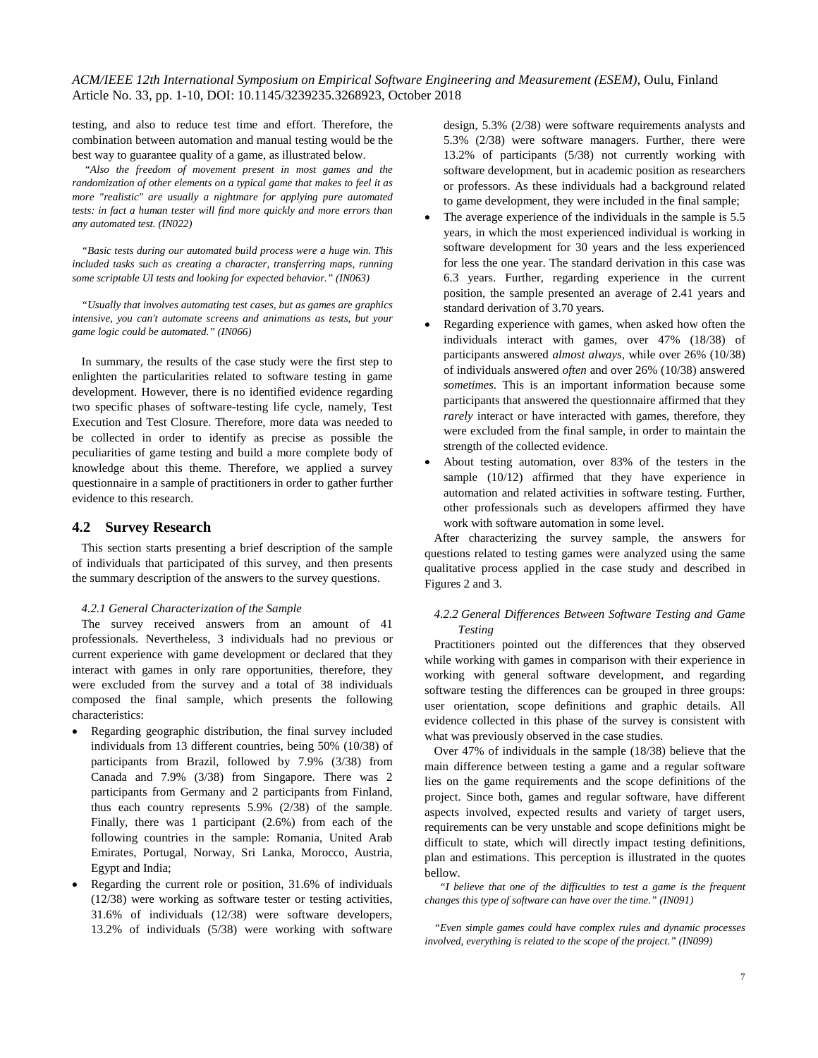testing, and also to reduce test time and effort. Therefore, the combination between automation and manual testing would be the best way to guarantee quality of a game, as illustrated below.

*"Also the freedom of movement present in most games and the randomization of other elements on a typical game that makes to feel it as more "realistic" are usually a nightmare for applying pure automated tests: in fact a human tester will find more quickly and more errors than any automated test. (IN022)*

*"Basic tests during our automated build process were a huge win. This included tasks such as creating a character, transferring maps, running some scriptable UI tests and looking for expected behavior." (IN063)*

*"Usually that involves automating test cases, but as games are graphics intensive, you can't automate screens and animations as tests, but your game logic could be automated." (IN066)*

In summary, the results of the case study were the first step to enlighten the particularities related to software testing in game development. However, there is no identified evidence regarding two specific phases of software-testing life cycle, namely, Test Execution and Test Closure. Therefore, more data was needed to be collected in order to identify as precise as possible the peculiarities of game testing and build a more complete body of knowledge about this theme. Therefore, we applied a survey questionnaire in a sample of practitioners in order to gather further evidence to this research.

## 4.2 Survey Research

This section starts presenting a brief description of the sample of individuals that participated of this survey, and then presents the summary description of the answers to the survey questions.

### *4.2.1 General Characterization of the Sample*

The survey received answers from an amount of 41 professionals. Nevertheless, 3 individuals had no previous or current experience with game development or declared that they interact with games in only rare opportunities, therefore, they were excluded from the survey and a total of 38 individuals composed the final sample, which presents the following characteristics:

- Regarding geographic distribution, the final survey included individuals from 13 different countries, being 50% (10/38) of participants from Brazil, followed by 7.9% (3/38) from Canada and 7.9% (3/38) from Singapore. There was 2 participants from Germany and 2 participants from Finland, thus each country represents 5.9% (2/38) of the sample. Finally, there was 1 participant (2.6%) from each of the following countries in the sample: Romania, United Arab Emirates, Portugal, Norway, Sri Lanka, Morocco, Austria, Egypt and India;
- Regarding the current role or position, 31.6% of individuals (12/38) were working as software tester or testing activities, 31.6% of individuals (12/38) were software developers, 13.2% of individuals (5/38) were working with software design, 5.3% (2/38) were software requirements analysts and 5.3% (2/38) were software managers. Further, there were 13.2% of participants (5/38) not currently working with software development, but in academic position as researchers or professors. As these individuals had a background related to game development, they were included in the final sample;
- The average experience of the individuals in the sample is 5.5 years, in which the most experienced individual is working in software development for 30 years and the less experienced for less the one year. The standard derivation in this case was 6.3 years. Further, regarding experience in the current position, the sample presented an average of 2.41 years and standard derivation of 3.70 years.
- Regarding experience with games, when asked how often the individuals interact with games, over 47% (18/38) of participants answered *almost always*, while over 26% (10/38) of individuals answered *often* and over 26% (10/38) answered *sometimes*. This is an important information because some participants that answered the questionnaire affirmed that they *rarely* interact or have interacted with games, therefore, they were excluded from the final sample, in order to maintain the strength of the collected evidence.
- About testing automation, over 83% of the testers in the sample (10/12) affirmed that they have experience in automation and related activities in software testing. Further, other professionals such as developers affirmed they have work with software automation in some level.

After characterizing the survey sample, the answers for questions related to testing games were analyzed using the same qualitative process applied in the case study and described in Figures 2 and 3.

### *4.2.2 General Differences Between Software Testing and Game Testing*

Practitioners pointed out the differences that they observed while working with games in comparison with their experience in working with general software development, and regarding software testing the differences can be grouped in three groups: user orientation, scope definitions and graphic details. All evidence collected in this phase of the survey is consistent with what was previously observed in the case studies.

Over 47% of individuals in the sample (18/38) believe that the main difference between testing a game and a regular software lies on the game requirements and the scope definitions of the project. Since both, games and regular software, have different aspects involved, expected results and variety of target users, requirements can be very unstable and scope definitions might be difficult to state, which will directly impact testing definitions, plan and estimations. This perception is illustrated in the quotes bellow.

*"I believe that one of the difficulties to test a game is the frequent changes this type of software can have over the time." (IN091)*

*"Even simple games could have complex rules and dynamic processes involved, everything is related to the scope of the project." (IN099)*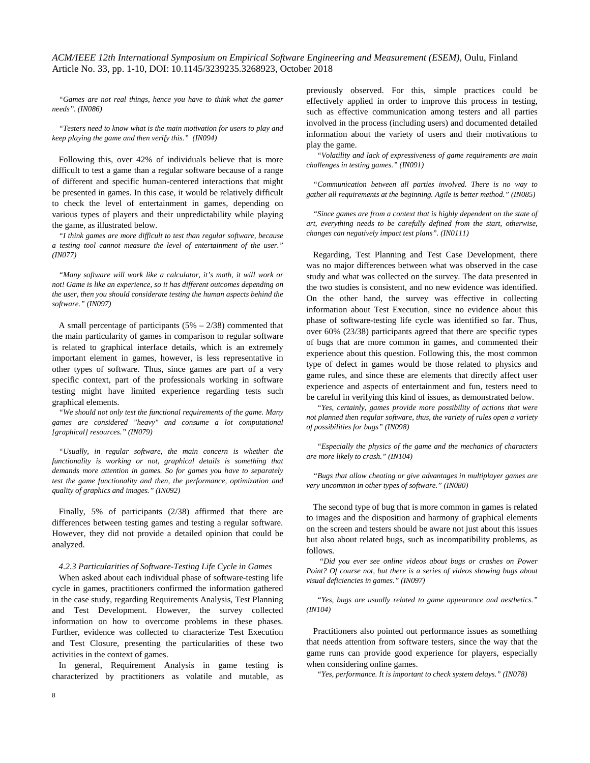*"Games are not real things, hence you have to think what the gamer needs". (IN086)*

*"Testers need to know what is the main motivation for users to play and keep playing the game and then verify this." (IN094)*

Following this, over 42% of individuals believe that is more difficult to test a game than a regular software because of a range of different and specific human-centered interactions that might be presented in games. In this case, it would be relatively difficult to check the level of entertainment in games, depending on various types of players and their unpredictability while playing the game, as illustrated below.

*"I think games are more difficult to test than regular software, because a testing tool cannot measure the level of entertainment of the user." (IN077)*

*"Many software will work like a calculator, it's math, it will work or not! Game is like an experience, so it has different outcomes depending on the user, then you should considerate testing the human aspects behind the software." (IN097)*

A small percentage of participants (5% – 2/38) commented that the main particularity of games in comparison to regular software is related to graphical interface details, which is an extremely important element in games, however, is less representative in other types of software. Thus, since games are part of a very specific context, part of the professionals working in software testing might have limited experience regarding tests such graphical elements.

*"We should not only test the functional requirements of the game. Many games are considered "heavy" and consume a lot computational [graphical] resources." (IN079)*

*"Usually, in regular software, the main concern is whether the functionality is working or not, graphical details is something that demands more attention in games. So for games you have to separately test the game functionality and then, the performance, optimization and quality of graphics and images." (IN092)*

Finally, 5% of participants (2/38) affirmed that there are differences between testing games and testing a regular software. However, they did not provide a detailed opinion that could be analyzed.

#### 4.2.3 Particularities of Software-Testing Life Cycle in Games

When asked about each individual phase of software-testing life cycle in games, practitioners confirmed the information gathered in the case study, regarding Requirements Analysis, Test Planning and Test Development. However, the survey collected information on how to overcome problems in these phases. Further, evidence was collected to characterize Test Execution and Test Closure, presenting the particularities of these two activities in the context of games.

In general, Requirement Analysis in game testing is characterized by practitioners as volatile and mutable, as previously observed. For this, simple practices could be effectively applied in order to improve this process in testing, such as effective communication among testers and all parties involved in the process (including users) and documented detailed information about the variety of users and their motivations to play the game.

*"Volatility and lack of expressiveness of game requirements are main challenges in testing games." (IN091)*

*"Communication between all parties involved. There is no way to gather all requirements at the beginning. Agile is better method." (IN085)*

*"Since games are from a context that is highly dependent on the state of art, everything needs to be carefully defined from the start, otherwise, changes can negatively impact test plans". (IN0111)*

Regarding, Test Planning and Test Case Development, there was no major differences between what was observed in the case study and what was collected on the survey. The data presented in the two studies is consistent, and no new evidence was identified. On the other hand, the survey was effective in collecting information about Test Execution, since no evidence about this phase of software-testing life cycle was identified so far. Thus, over 60% (23/38) participants agreed that there are specific types of bugs that are more common in games, and commented their experience about this question. Following this, the most common type of defect in games would be those related to physics and game rules, and since these are elements that directly affect user experience and aspects of entertainment and fun, testers need to be careful in verifying this kind of issues, as demonstrated below.

*"Yes, certainly, games provide more possibility of actions that were not planned then regular software, thus, the variety of rules open a variety of possibilities for bugs" (IN098)*

*"Especially the physics of the game and the mechanics of characters are more likely to crash." (IN104)*

*"Bugs that allow cheating or give advantages in multiplayer games are very uncommon in other types of software." (IN080)*

The second type of bug that is more common in games is related to images and the disposition and harmony of graphical elements on the screen and testers should be aware not just about this issues but also about related bugs, such as incompatibility problems, as follows.

*"Did you ever see online videos about bugs or crashes on Power Point? Of course not, but there is a series of videos showing bugs about visual deficiencies in games." (IN097)*

*"Yes, bugs are usually related to game appearance and aesthetics." (IN104)*

Practitioners also pointed out performance issues as something that needs attention from software testers, since the way that the game runs can provide good experience for players, especially when considering online games.

*"Yes, performance. It is important to check system delays." (IN078)*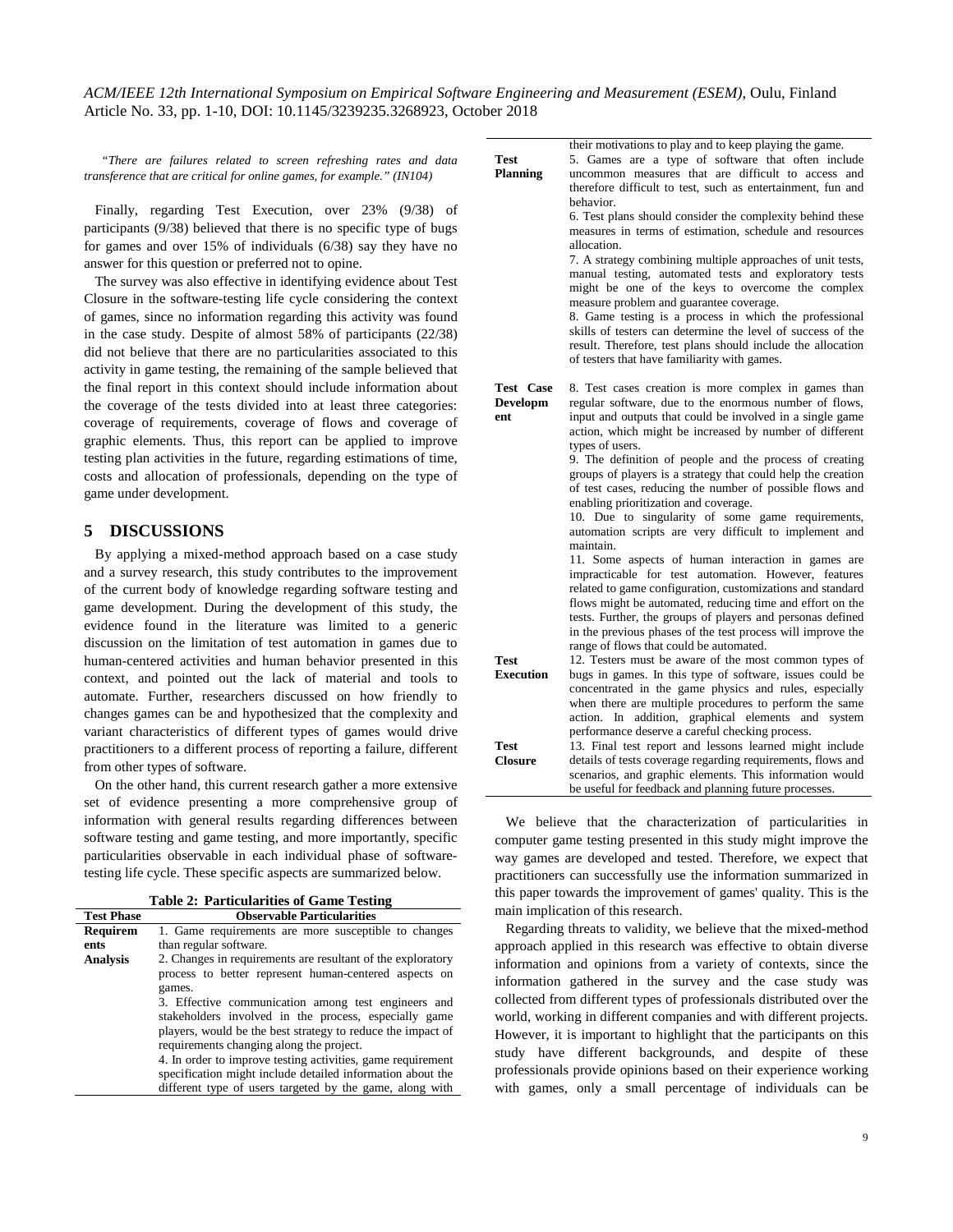*"There are failures related to screen refreshing rates and data transference that are critical for online games, for example." (IN104)*

Finally, regarding Test Execution, over 23% (9/38) of participants (9/38) believed that there is no specific type of bugs for games and over 15% of individuals (6/38) say they have no answer for this question or preferred not to opine.

The survey was also effective in identifying evidence about Test Closure in the software-testing life cycle considering the context of games, since no information regarding this activity was found in the case study. Despite of almost 58% of participants (22/38) did not believe that there are no particularities associated to this activity in game testing, the remaining of the sample believed that the final report in this context should include information about the coverage of the tests divided into at least three categories: coverage of requirements, coverage of flows and coverage of graphic elements. Thus, this report can be applied to improve testing plan activities in the future, regarding estimations of time, costs and allocation of professionals, depending on the type of game under development.

## 5 DISCUSSIONS

By applying a mixed-method approach based on a case study and a survey research, this study contributes to the improvement of the current body of knowledge regarding software testing and game development. During the development of this study, the evidence found in the literature was limited to a generic discussion on the limitation of test automation in games due to human-centered activities and human behavior presented in this context, and pointed out the lack of material and tools to automate. Further, researchers discussed on how friendly to changes games can be and hypothesized that the complexity and variant characteristics of different types of games would drive practitioners to a different process of reporting a failure, different from other types of software.

On the other hand, this current research gather a more extensive set of evidence presenting a more comprehensive group of information with general results regarding differences between software testing and game testing, and more importantly, specific particularities observable in each individual phase of software-testing life cycle. These specific aspects are summarized below.

**Table 2: Particularities of Game Testing**

| Test Phase | Observable Particularities |
|---|---|
| **Requirements Analysis** | 1. Game requirements are more susceptible to changes than regular software.<br>2. Changes in requirements are resultant of the exploratory process to better represent human-centered aspects on games.<br>3. Effective communication among test engineers and stakeholders involved in the process, especially game players, would be the best strategy to reduce the impact of requirements changing along the project.<br>4. In order to improve testing activities, game requirement specification might include detailed information about the different type of users targeted by the game, along with their motivations to play and to keep playing the game. |
| **Test Planning** | 5. Games are a type of software that often include uncommon measures that are difficult to access and therefore difficult to test, such as entertainment, fun and behavior.<br>6. Test plans should consider the complexity behind these measures in terms of estimation, schedule and resources allocation.<br>7. A strategy combining multiple approaches of unit tests, manual testing, automated tests and exploratory tests might be one of the keys to overcome the complex measure problem and guarantee coverage.<br>8. Game testing is a process in which the professional skills of testers can determine the level of success of the result. Therefore, test plans should include the allocation of testers that have familiarity with games. |
| **Test Case Development** | 8. Test cases creation is more complex in games than regular software, due to the enormous number of flows, input and outputs that could be involved in a single game action, which might be increased by number of different types of users.<br>9. The definition of people and the process of creating groups of players is a strategy that could help the creation of test cases, reducing the number of possible flows and enabling prioritization and coverage.<br>10. Due to singularity of some game requirements, automation scripts are very difficult to implement and maintain.<br>11. Some aspects of human interaction in games are impracticable for test automation. However, features related to game configuration, customizations and standard flows might be automated, reducing time and effort on the tests. Further, the groups of players and personas defined in the previous phases of the test process will improve the range of flows that could be automated. |
| **Test Execution** | 12. Testers must be aware of the most common types of bugs in games. In this type of software, issues could be concentrated in the game physics and rules, especially when there are multiple procedures to perform the same action. In addition, graphical elements and system performance deserve a careful checking process. |
| **Test Closure** | 13. Final test report and lessons learned might include details of tests coverage regarding requirements, flows and scenarios, and graphic elements. This information would be useful for feedback and planning future processes. |

We believe that the characterization of particularities in computer game testing presented in this study might improve the way games are developed and tested. Therefore, we expect that practitioners can successfully use the information summarized in this paper towards the improvement of games' quality. This is the main implication of this research.

Regarding threats to validity, we believe that the mixed-method approach applied in this research was effective to obtain diverse information and opinions from a variety of contexts, since the information gathered in the survey and the case study was collected from different types of professionals distributed over the world, working in different companies and with different projects. However, it is important to highlight that the participants on this study have different backgrounds, and despite of these professionals provide opinions based on their experience working with games, only a small percentage of individuals can be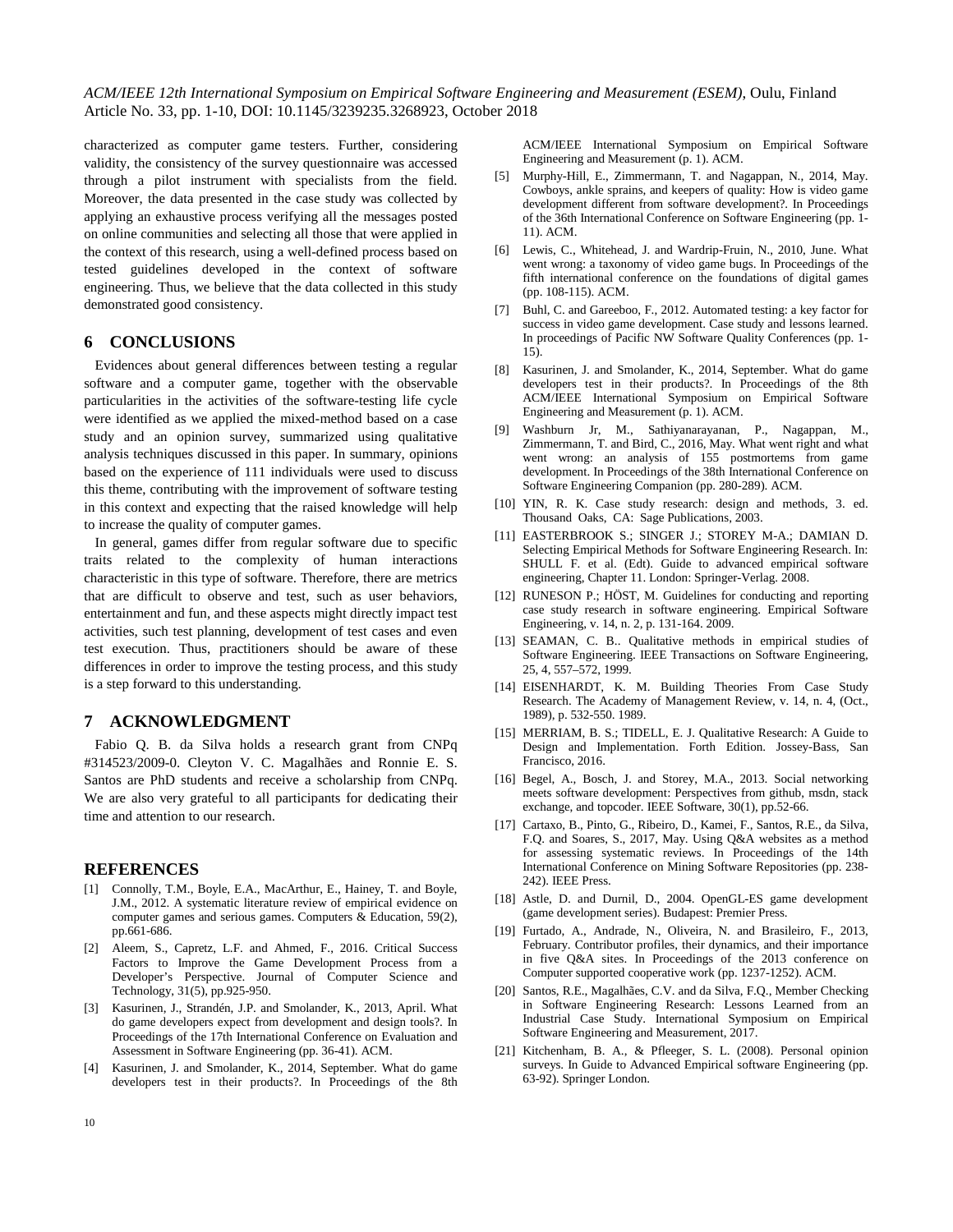characterized as computer game testers. Further, considering validity, the consistency of the survey questionnaire was accessed through a pilot instrument with specialists from the field. Moreover, the data presented in the case study was collected by applying an exhaustive process verifying all the messages posted on online communities and selecting all those that were applied in the context of this research, using a well-defined process based on tested guidelines developed in the context of software engineering. Thus, we believe that the data collected in this study demonstrated good consistency.

## 6 CONCLUSIONS

Evidences about general differences between testing a regular software and a computer game, together with the observable particularities in the activities of the software-testing life cycle were identified as we applied the mixed-method based on a case study and an opinion survey, summarized using qualitative analysis techniques discussed in this paper. In summary, opinions based on the experience of 111 individuals were used to discuss this theme, contributing with the improvement of software testing in this context and expecting that the raised knowledge will help to increase the quality of computer games.

In general, games differ from regular software due to specific traits related to the complexity of human interactions characteristic in this type of software. Therefore, there are metrics that are difficult to observe and test, such as user behaviors, entertainment and fun, and these aspects might directly impact test activities, such test planning, development of test cases and even test execution. Thus, practitioners should be aware of these differences in order to improve the testing process, and this study is a step forward to this understanding.

## 7 ACKNOWLEDGMENT

Fabio Q. B. da Silva holds a research grant from CNPq #314523/2009-0. Cleyton V. C. Magalhães and Ronnie E. S. Santos are PhD students and receive a scholarship from CNPq. We are also very grateful to all participants for dedicating their time and attention to our research.

## REFERENCES

[1] Connolly, T.M., Boyle, E.A., MacArthur, E., Hainey, T. and Boyle, J.M., 2012. A systematic literature review of empirical evidence on computer games and serious games. Computers & Education, 59(2), pp.661-686.

[2] Aleem, S., Capretz, L.F. and Ahmed, F., 2016. Critical Success Factors to Improve the Game Development Process from a Developer's Perspective. Journal of Computer Science and Technology, 31(5), pp.925-950.

[3] Kasurinen, J., Strandén, J.P. and Smolander, K., 2013, April. What do game developers expect from development and design tools?. In Proceedings of the 17th International Conference on Evaluation and Assessment in Software Engineering (pp. 36-41). ACM.

[4] Kasurinen, J. and Smolander, K., 2014, September. What do game developers test in their products?. In Proceedings of the 8th ACM/IEEE International Symposium on Empirical Software Engineering and Measurement (p. 1). ACM.

[5] Murphy-Hill, E., Zimmermann, T. and Nagappan, N., 2014, May. Cowboys, ankle sprains, and keepers of quality: How is video game development different from software development?. In Proceedings of the 36th International Conference on Software Engineering (pp. 1-11). ACM.

[6] Lewis, C., Whitehead, J. and Wardrip-Fruin, N., 2010, June. What went wrong: a taxonomy of video game bugs. In Proceedings of the fifth international conference on the foundations of digital games (pp. 108-115). ACM.

[7] Buhl, C. and Gareeboo, F., 2012. Automated testing: a key factor for success in video game development. Case study and lessons learned. In proceedings of Pacific NW Software Quality Conferences (pp. 1-15).

[8] Kasurinen, J. and Smolander, K., 2014, September. What do game developers test in their products?. In Proceedings of the 8th ACM/IEEE International Symposium on Empirical Software Engineering and Measurement (p. 1). ACM.

[9] Washburn Jr, M., Sathiyanarayanan, P., Nagappan, M., Zimmermann, T. and Bird, C., 2016, May. What went right and what went wrong: an analysis of 155 postmortems from game development. In Proceedings of the 38th International Conference on Software Engineering Companion (pp. 280-289). ACM.

[10] YIN, R. K. Case study research: design and methods, 3. ed. Thousand Oaks, CA: Sage Publications, 2003.

[11] EASTERBROOK S.; SINGER J.; STOREY M-A.; DAMIAN D. Selecting Empirical Methods for Software Engineering Research. In: SHULL F. et al. (Edt). Guide to advanced empirical software engineering, Chapter 11. London: Springer-Verlag. 2008.

[12] RUNESON P.; HÖST, M. Guidelines for conducting and reporting case study research in software engineering. Empirical Software Engineering, v. 14, n. 2, p. 131-164. 2009.

[13] SEAMAN, C. B.. Qualitative methods in empirical studies of Software Engineering. IEEE Transactions on Software Engineering, 25, 4, 557–572, 1999.

[14] EISENHARDT, K. M. Building Theories From Case Study Research. The Academy of Management Review, v. 14, n. 4, (Oct., 1989), p. 532-550. 1989.

[15] MERRIAM, B. S.; TIDELL, E. J. Qualitative Research: A Guide to Design and Implementation. Forth Edition. Jossey-Bass, San Francisco, 2016.

[16] Begel, A., Bosch, J. and Storey, M.A., 2013. Social networking meets software development: Perspectives from github, msdn, stack exchange, and topcoder. IEEE Software, 30(1), pp.52-66.

[17] Cartaxo, B., Pinto, G., Ribeiro, D., Kamei, F., Santos, R.E., da Silva, F.Q. and Soares, S., 2017, May. Using Q&A websites as a method for assessing systematic reviews. In Proceedings of the 14th International Conference on Mining Software Repositories (pp. 238-242). IEEE Press.

[18] Astle, D. and Durnil, D., 2004. OpenGL-ES game development (game development series). Budapest: Premier Press.

[19] Furtado, A., Andrade, N., Oliveira, N. and Brasileiro, F., 2013, February. Contributor profiles, their dynamics, and their importance in five Q&A sites. In Proceedings of the 2013 conference on Computer supported cooperative work (pp. 1237-1252). ACM.

[20] Santos, R.E., Magalhães, C.V. and da Silva, F.Q., Member Checking in Software Engineering Research: Lessons Learned from an Industrial Case Study. International Symposium on Empirical Software Engineering and Measurement, 2017.

[21] Kitchenham, B. A., & Pfleeger, S. L. (2008). Personal opinion surveys. In Guide to Advanced Empirical software Engineering (pp. 63-92). Springer London.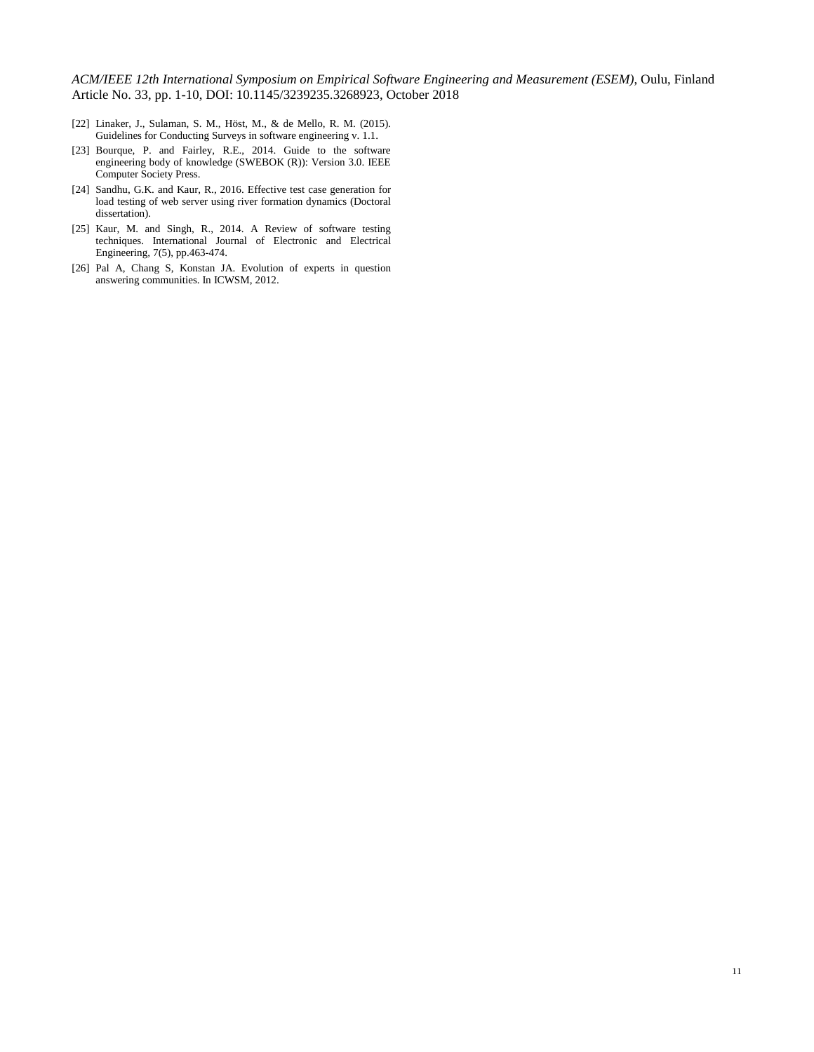[22] Linaker, J., Sulaman, S. M., Höst, M., & de Mello, R. M. (2015). Guidelines for Conducting Surveys in software engineering v. 1.1.

[23] Bourque, P. and Fairley, R.E., 2014. Guide to the software engineering body of knowledge (SWEBOK (R)): Version 3.0. IEEE Computer Society Press.

[24] Sandhu, G.K. and Kaur, R., 2016. Effective test case generation for load testing of web server using river formation dynamics (Doctoral dissertation).

[25] Kaur, M. and Singh, R., 2014. A Review of software testing techniques. International Journal of Electronic and Electrical Engineering, 7(5), pp.463-474.

[26] Pal A, Chang S, Konstan JA. Evolution of experts in question answering communities. In ICWSM, 2012.